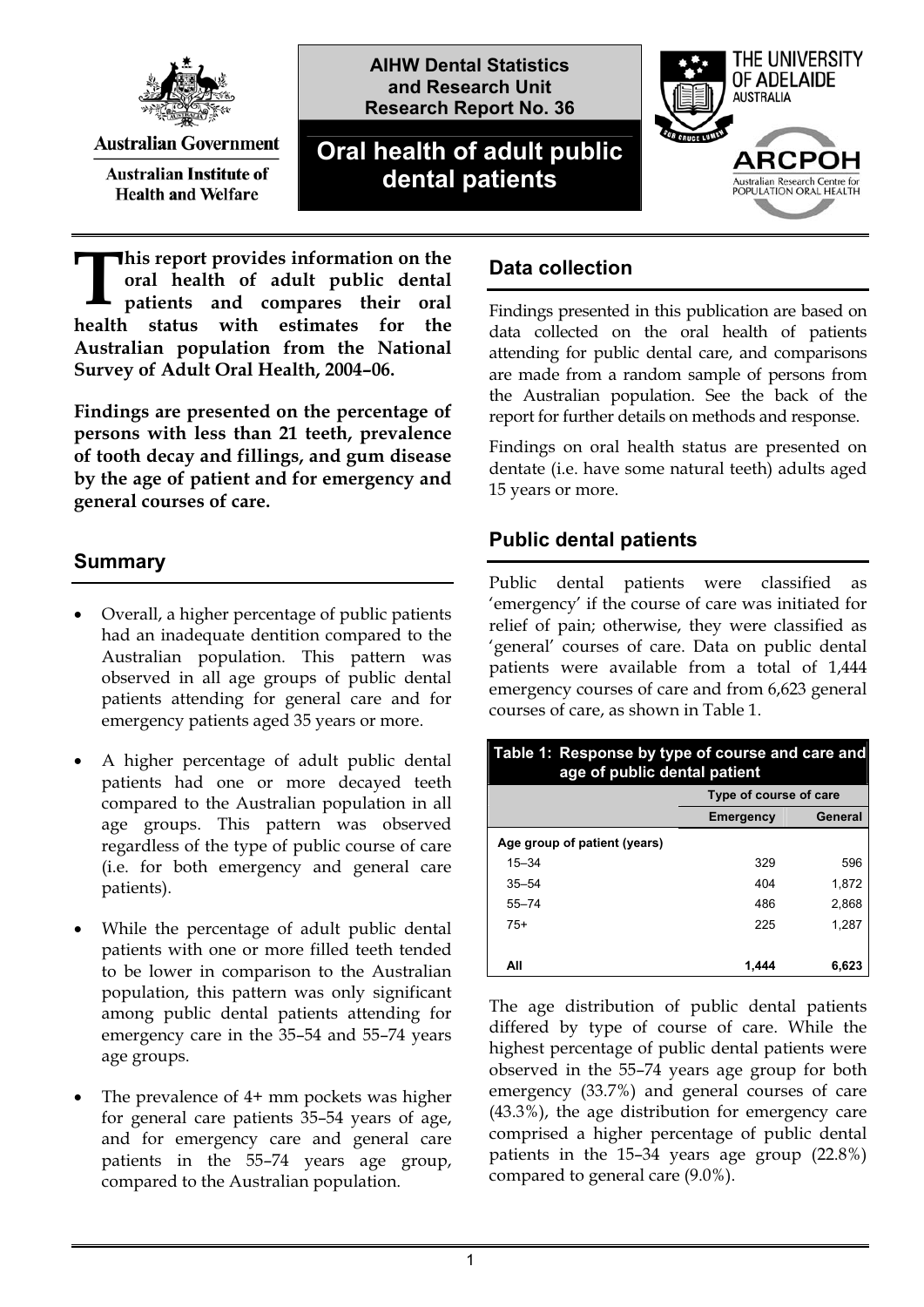Australian Government

Australian Institute of Health and Welfare

AIHW Dental Statistics and Research Unit Research Report No. 36

# Oral health of adult public dental patients

THE UNIVERSITY OF ADELAIDE AUSTRALIA

ARCPOH Australian Research Centre for POPULATION ORAL HEALTH

**This report provides information on the oral health of adult public dental patients and compares their oral health status with estimates for the Australian population from the National Survey of Adult Oral Health, 2004–06.**

**Findings are presented on the percentage of persons with less than 21 teeth, prevalence of tooth decay and fillings, and gum disease by the age of patient and for emergency and general courses of care.**

## Summary

- Overall, a higher percentage of public patients had an inadequate dentition compared to the Australian population. This pattern was observed in all age groups of public dental patients attending for general care and for emergency patients aged 35 years or more.
- A higher percentage of adult public dental patients had one or more decayed teeth compared to the Australian population in all age groups. This pattern was observed regardless of the type of public course of care (i.e. for both emergency and general care patients).
- While the percentage of adult public dental patients with one or more filled teeth tended to be lower in comparison to the Australian population, this pattern was only significant among public dental patients attending for emergency care in the 35–54 and 55–74 years age groups.
- The prevalence of 4+ mm pockets was higher for general care patients 35–54 years of age, and for emergency care and general care patients in the 55–74 years age group, compared to the Australian population.

## Data collection

Findings presented in this publication are based on data collected on the oral health of patients attending for public dental care, and comparisons are made from a random sample of persons from the Australian population. See the back of the report for further details on methods and response.

Findings on oral health status are presented on dentate (i.e. have some natural teeth) adults aged 15 years or more.

## Public dental patients

Public dental patients were classified as 'emergency' if the course of care was initiated for relief of pain; otherwise, they were classified as 'general' courses of care. Data on public dental patients were available from a total of 1,444 emergency courses of care and from 6,623 general courses of care, as shown in Table 1.

**Table 1: Response by type of course and care and age of public dental patient**

| | Type of course of care | |
|---|---|---|
| | **Emergency** | **General** |
| **Age group of patient (years)** | | |
| 15–34 | 329 | 596 |
| 35–54 | 404 | 1,872 |
| 55–74 | 486 | 2,868 |
| 75+ | 225 | 1,287 |
| **All** | **1,444** | **6,623** |

The age distribution of public dental patients differed by type of course of care. While the highest percentage of public dental patients were observed in the 55–74 years age group for both emergency (33.7%) and general courses of care (43.3%), the age distribution for emergency care comprised a higher percentage of public dental patients in the 15–34 years age group (22.8%) compared to general care (9.0%).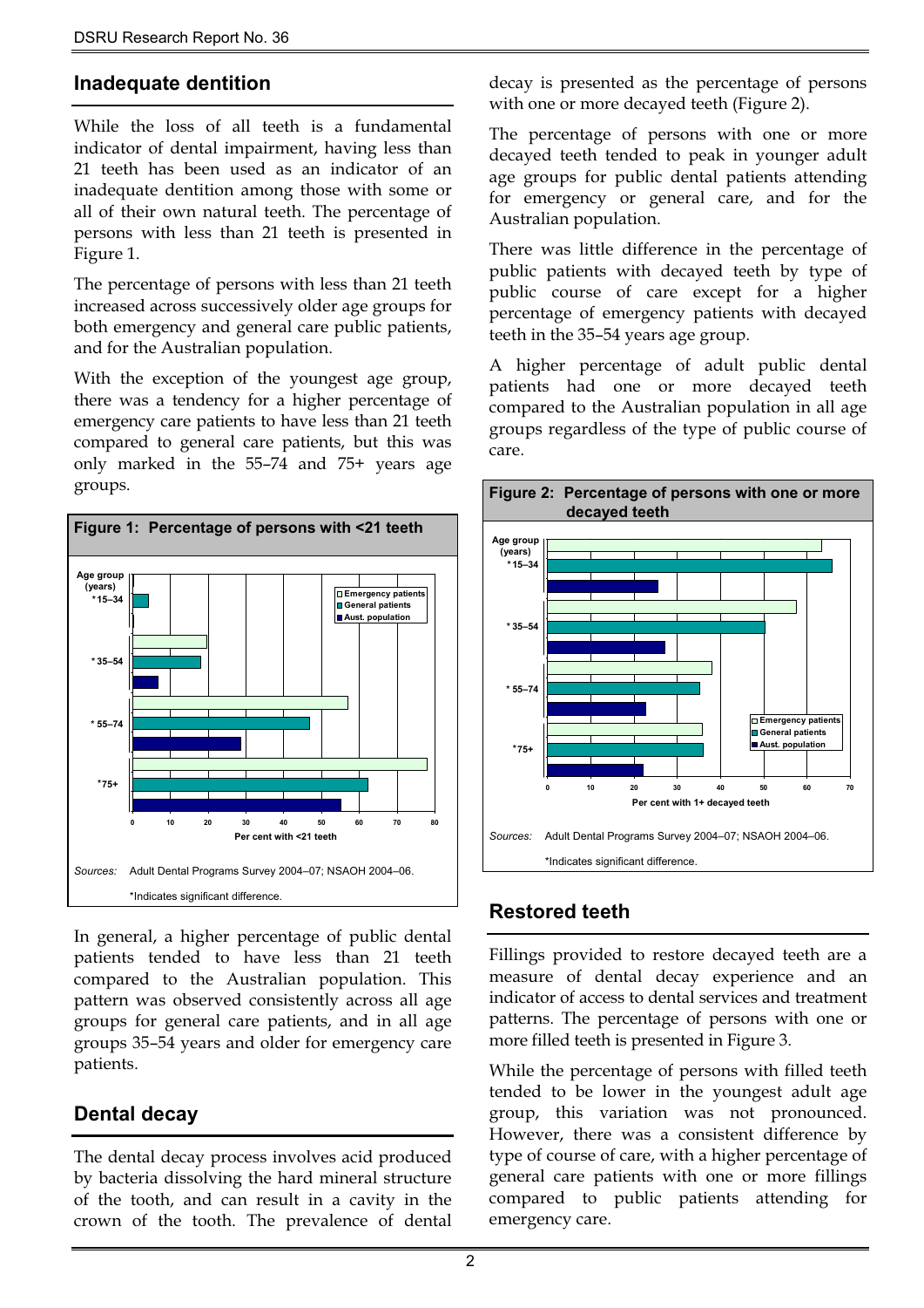## Inadequate dentition

While the loss of all teeth is a fundamental indicator of dental impairment, having less than 21 teeth has been used as an indicator of an inadequate dentition among those with some or all of their own natural teeth. The percentage of persons with less than 21 teeth is presented in Figure 1.

The percentage of persons with less than 21 teeth increased across successively older age groups for both emergency and general care public patients, and for the Australian population.

With the exception of the youngest age group, there was a tendency for a higher percentage of emergency care patients to have less than 21 teeth compared to general care patients, but this was only marked in the 55–74 and 75+ years age groups.

**Figure 1: Percentage of persons with <21 teeth**

*Sources:* Adult Dental Programs Survey 2004–07; NSAOH 2004–06.

*Indicates significant difference.

In general, a higher percentage of public dental patients tended to have less than 21 teeth compared to the Australian population. This pattern was observed consistently across all age groups for general care patients, and in all age groups 35–54 years and older for emergency care patients.

## Dental decay

The dental decay process involves acid produced by bacteria dissolving the hard mineral structure of the tooth, and can result in a cavity in the crown of the tooth. The prevalence of dental decay is presented as the percentage of persons with one or more decayed teeth (Figure 2).

The percentage of persons with one or more decayed teeth tended to peak in younger adult age groups for public dental patients attending for emergency or general care, and for the Australian population.

There was little difference in the percentage of public patients with decayed teeth by type of public course of care except for a higher percentage of emergency patients with decayed teeth in the 35–54 years age group.

A higher percentage of adult public dental patients had one or more decayed teeth compared to the Australian population in all age groups regardless of the type of public course of care.

**Figure 2: Percentage of persons with one or more decayed teeth**

*Sources:* Adult Dental Programs Survey 2004–07; NSAOH 2004–06.

*Indicates significant difference.

## Restored teeth

Fillings provided to restore decayed teeth are a measure of dental decay experience and an indicator of access to dental services and treatment patterns. The percentage of persons with one or more filled teeth is presented in Figure 3.

While the percentage of persons with filled teeth tended to be lower in the youngest adult age group, this variation was not pronounced. However, there was a consistent difference by type of course of care, with a higher percentage of general care patients with one or more fillings compared to public patients attending for emergency care.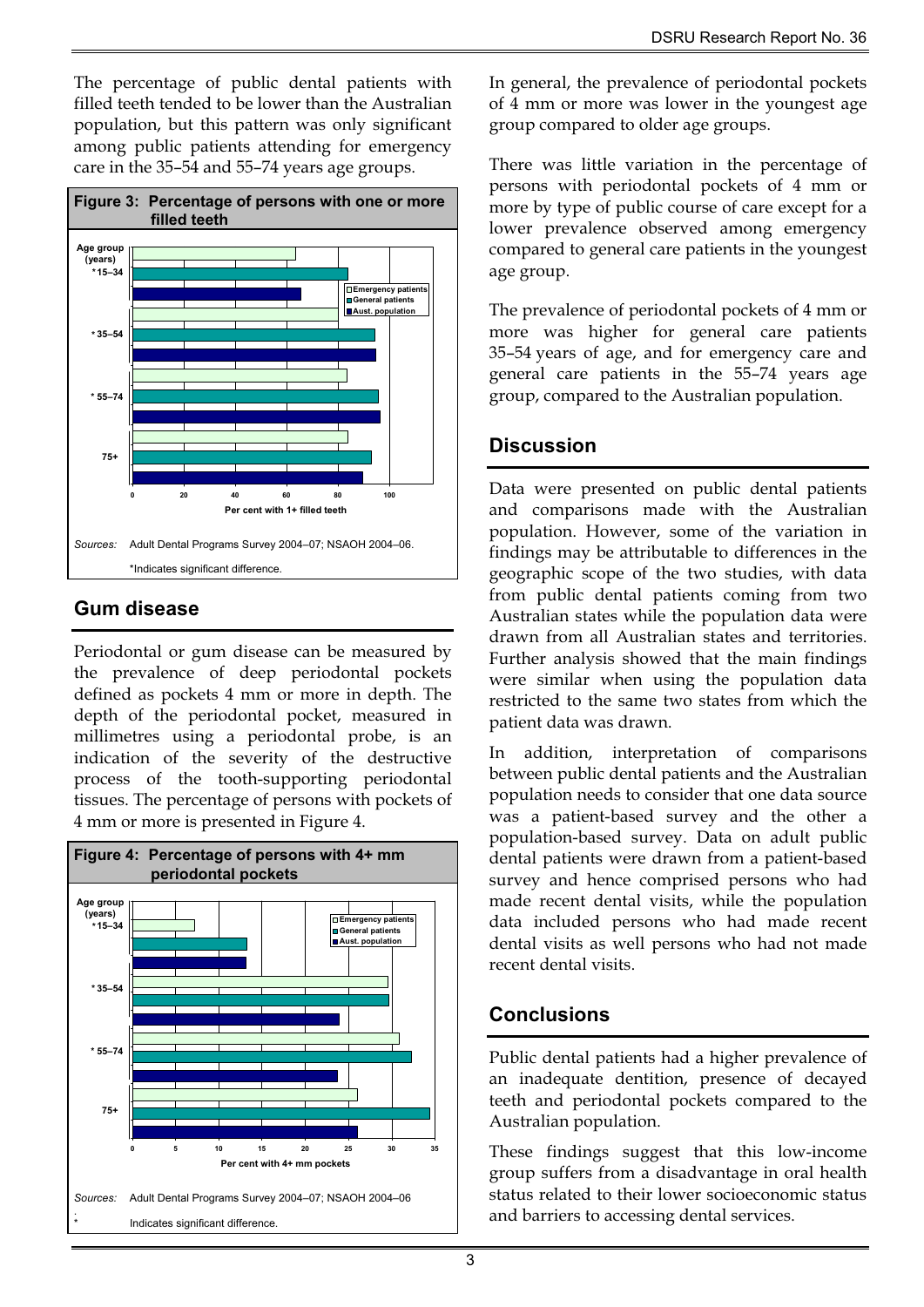The percentage of public dental patients with filled teeth tended to be lower than the Australian population, but this pattern was only significant among public patients attending for emergency care in the 35–54 and 55–74 years age groups.

**Figure 3: Percentage of persons with one or more filled teeth**

*Sources:* Adult Dental Programs Survey 2004–07; NSAOH 2004–06.

*Indicates significant difference.

## Gum disease

Periodontal or gum disease can be measured by the prevalence of deep periodontal pockets defined as pockets 4 mm or more in depth. The depth of the periodontal pocket, measured in millimetres using a periodontal probe, is an indication of the severity of the destructive process of the tooth-supporting periodontal tissues. The percentage of persons with pockets of 4 mm or more is presented in Figure 4.

**Figure 4: Percentage of persons with 4+ mm periodontal pockets**

*Sources:* Adult Dental Programs Survey 2004–07; NSAOH 2004–06

*Indicates significant difference.

In general, the prevalence of periodontal pockets of 4 mm or more was lower in the youngest age group compared to older age groups.

There was little variation in the percentage of persons with periodontal pockets of 4 mm or more by type of public course of care except for a lower prevalence observed among emergency compared to general care patients in the youngest age group.

The prevalence of periodontal pockets of 4 mm or more was higher for general care patients 35–54 years of age, and for emergency care and general care patients in the 55–74 years age group, compared to the Australian population.

## Discussion

Data were presented on public dental patients and comparisons made with the Australian population. However, some of the variation in findings may be attributable to differences in the geographic scope of the two studies, with data from public dental patients coming from two Australian states while the population data were drawn from all Australian states and territories. Further analysis showed that the main findings were similar when using the population data restricted to the same two states from which the patient data was drawn.

In addition, interpretation of comparisons between public dental patients and the Australian population needs to consider that one data source was a patient-based survey and the other a population-based survey. Data on adult public dental patients were drawn from a patient-based survey and hence comprised persons who had made recent dental visits, while the population data included persons who had made recent dental visits as well persons who had not made recent dental visits.

## Conclusions

Public dental patients had a higher prevalence of an inadequate dentition, presence of decayed teeth and periodontal pockets compared to the Australian population.

These findings suggest that this low-income group suffers from a disadvantage in oral health status related to their lower socioeconomic status and barriers to accessing dental services.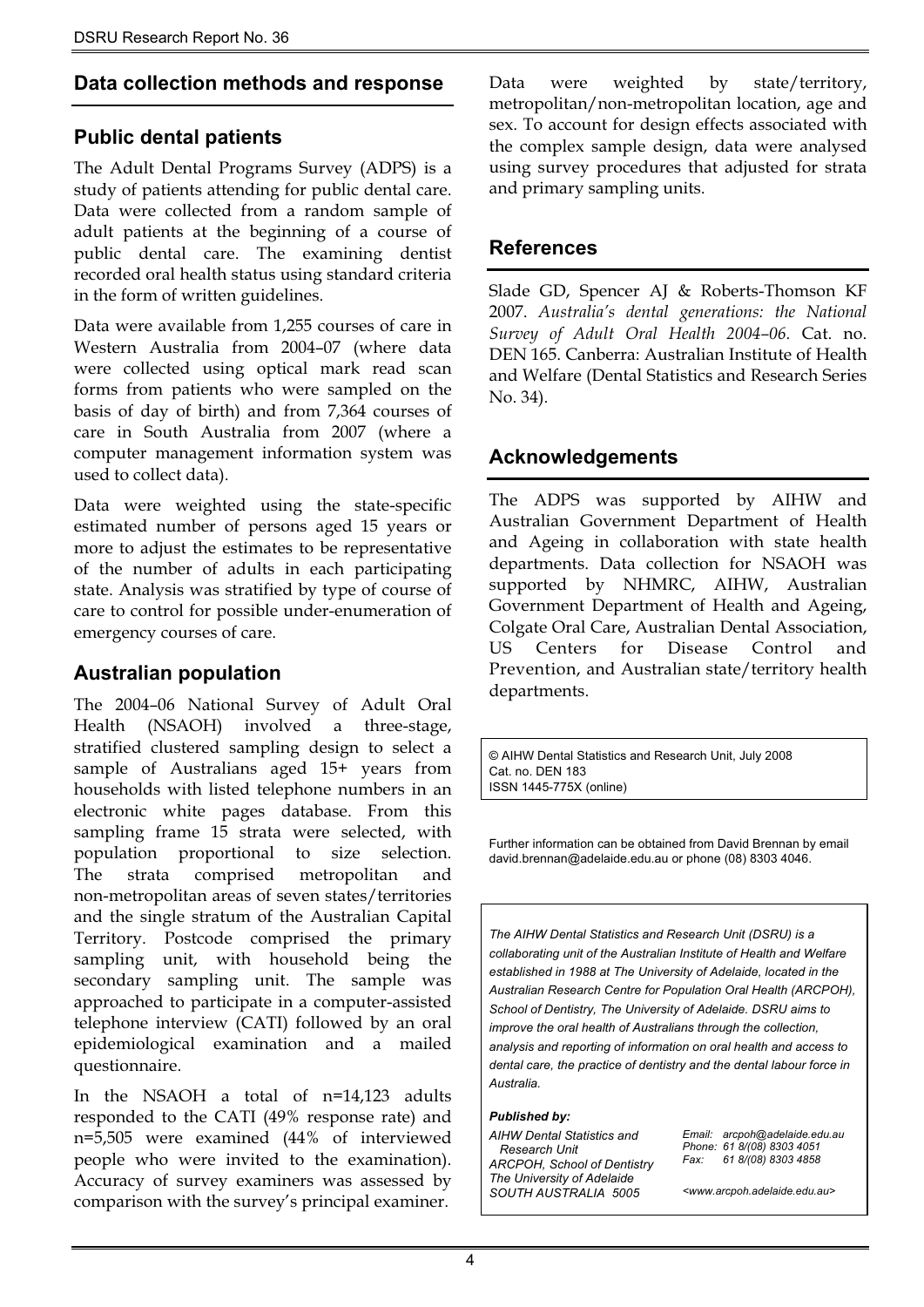## Data collection methods and response

### Public dental patients

The Adult Dental Programs Survey (ADPS) is a study of patients attending for public dental care. Data were collected from a random sample of adult patients at the beginning of a course of public dental care. The examining dentist recorded oral health status using standard criteria in the form of written guidelines.

Data were available from 1,255 courses of care in Western Australia from 2004–07 (where data were collected using optical mark read scan forms from patients who were sampled on the basis of day of birth) and from 7,364 courses of care in South Australia from 2007 (where a computer management information system was used to collect data).

Data were weighted using the state-specific estimated number of persons aged 15 years or more to adjust the estimates to be representative of the number of adults in each participating state. Analysis was stratified by type of course of care to control for possible under-enumeration of emergency courses of care.

### Australian population

The 2004–06 National Survey of Adult Oral Health (NSAOH) involved a three-stage, stratified clustered sampling design to select a sample of Australians aged 15+ years from households with listed telephone numbers in an electronic white pages database. From this sampling frame 15 strata were selected, with population proportional to size selection. The strata comprised metropolitan and non-metropolitan areas of seven states/territories and the single stratum of the Australian Capital Territory. Postcode comprised the primary sampling unit, with household being the secondary sampling unit. The sample was approached to participate in a computer-assisted telephone interview (CATI) followed by an oral epidemiological examination and a mailed questionnaire.

In the NSAOH a total of n=14,123 adults responded to the CATI (49% response rate) and n=5,505 were examined (44% of interviewed people who were invited to the examination). Accuracy of survey examiners was assessed by comparison with the survey's principal examiner.

Data were weighted by state/territory, metropolitan/non-metropolitan location, age and sex. To account for design effects associated with the complex sample design, data were analysed using survey procedures that adjusted for strata and primary sampling units.

## References

Slade GD, Spencer AJ & Roberts-Thomson KF 2007. *Australia's dental generations: the National Survey of Adult Oral Health 2004–06*. Cat. no. DEN 165. Canberra: Australian Institute of Health and Welfare (Dental Statistics and Research Series No. 34).

## Acknowledgements

The ADPS was supported by AIHW and Australian Government Department of Health and Ageing in collaboration with state health departments. Data collection for NSAOH was supported by NHMRC, AIHW, Australian Government Department of Health and Ageing, Colgate Oral Care, Australian Dental Association, US Centers for Disease Control and Prevention, and Australian state/territory health departments.

© AIHW Dental Statistics and Research Unit, July 2008
Cat. no. DEN 183
ISSN 1445-775X (online)

Further information can be obtained from David Brennan by email david.brennan@adelaide.edu.au or phone (08) 8303 4046.

*The AIHW Dental Statistics and Research Unit (DSRU) is a collaborating unit of the Australian Institute of Health and Welfare established in 1988 at The University of Adelaide, located in the Australian Research Centre for Population Oral Health (ARCPOH), School of Dentistry, The University of Adelaide. DSRU aims to improve the oral health of Australians through the collection, analysis and reporting of information on oral health and access to dental care, the practice of dentistry and the dental labour force in Australia.*

***Published by:***

*AIHW Dental Statistics and Research Unit*
*ARCPOH, School of Dentistry*
*The University of Adelaide*
*SOUTH AUSTRALIA 5005*

*Email: arcpoh@adelaide.edu.au*
*Phone: 61 8/(08) 8303 4051*
*Fax: 61 8/(08) 8303 4858*

*<www.arcpoh.adelaide.edu.au>*